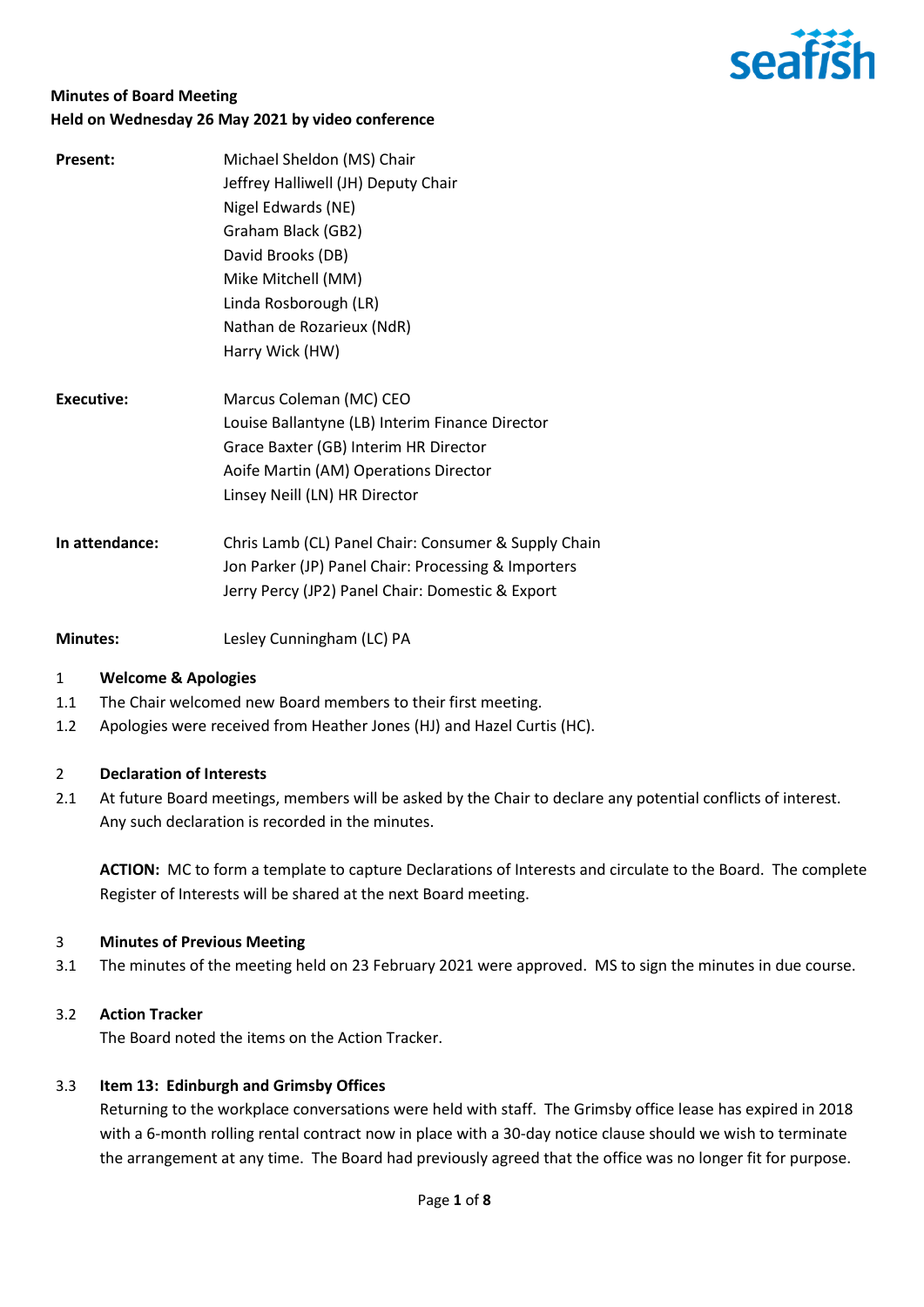**Minutes of Board Meeting**
**Held on Wednesday 26 May 2021 by video conference**

| | |
|---|---|
| **Present:** | Michael Sheldon (MS) Chair<br>Jeffrey Halliwell (JH) Deputy Chair<br>Nigel Edwards (NE)<br>Graham Black (GB2)<br>David Brooks (DB)<br>Mike Mitchell (MM)<br>Linda Rosborough (LR)<br>Nathan de Rozarieux (NdR)<br>Harry Wick (HW) |
| **Executive:** | Marcus Coleman (MC) CEO<br>Louise Ballantyne (LB) Interim Finance Director<br>Grace Baxter (GB) Interim HR Director<br>Aoife Martin (AM) Operations Director<br>Linsey Neill (LN) HR Director |
| **In attendance:** | Chris Lamb (CL) Panel Chair: Consumer & Supply Chain<br>Jon Parker (JP) Panel Chair: Processing & Importers<br>Jerry Percy (JP2) Panel Chair: Domestic & Export |
| **Minutes:** | Lesley Cunningham (LC) PA |

## 1 Welcome & Apologies

1.1 The Chair welcomed new Board members to their first meeting.

1.2 Apologies were received from Heather Jones (HJ) and Hazel Curtis (HC).

## 2 Declaration of Interests

2.1 At future Board meetings, members will be asked by the Chair to declare any potential conflicts of interest. Any such declaration is recorded in the minutes.

**ACTION:** MC to form a template to capture Declarations of Interests and circulate to the Board. The complete Register of Interests will be shared at the next Board meeting.

## 3 Minutes of Previous Meeting

3.1 The minutes of the meeting held on 23 February 2021 were approved. MS to sign the minutes in due course.

### 3.2 Action Tracker

The Board noted the items on the Action Tracker.

### 3.3 Item 13: Edinburgh and Grimsby Offices

Returning to the workplace conversations were held with staff. The Grimsby office lease has expired in 2018 with a 6-month rolling rental contract now in place with a 30-day notice clause should we wish to terminate the arrangement at any time. The Board had previously agreed that the office was no longer fit for purpose.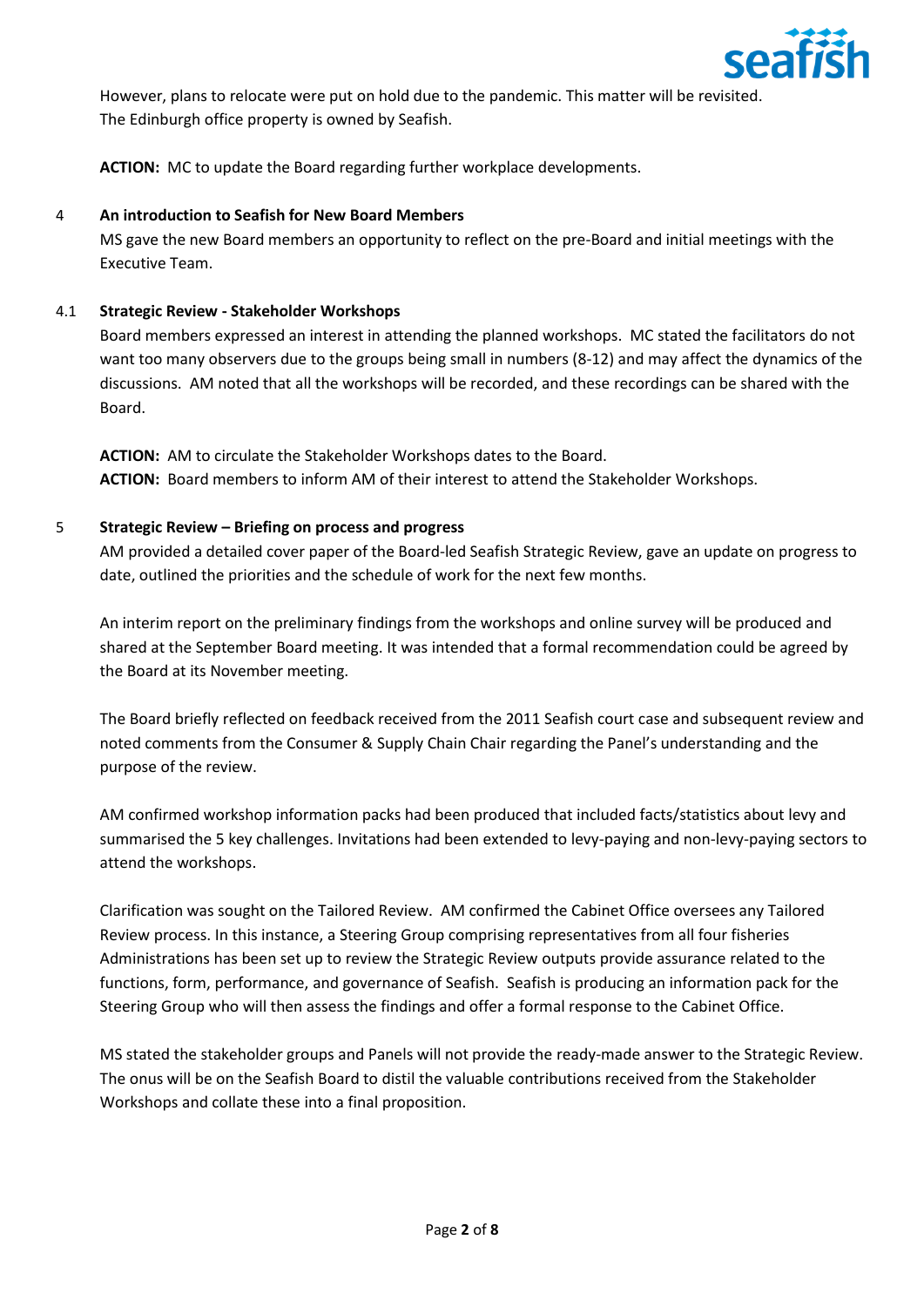However, plans to relocate were put on hold due to the pandemic. This matter will be revisited. The Edinburgh office property is owned by Seafish.

**ACTION:** MC to update the Board regarding further workplace developments.

## 4 An introduction to Seafish for New Board Members

MS gave the new Board members an opportunity to reflect on the pre-Board and initial meetings with the Executive Team.

### 4.1 Strategic Review - Stakeholder Workshops

Board members expressed an interest in attending the planned workshops. MC stated the facilitators do not want too many observers due to the groups being small in numbers (8-12) and may affect the dynamics of the discussions. AM noted that all the workshops will be recorded, and these recordings can be shared with the Board.

**ACTION:** AM to circulate the Stakeholder Workshops dates to the Board.
**ACTION:** Board members to inform AM of their interest to attend the Stakeholder Workshops.

## 5 Strategic Review – Briefing on process and progress

AM provided a detailed cover paper of the Board-led Seafish Strategic Review, gave an update on progress to date, outlined the priorities and the schedule of work for the next few months.

An interim report on the preliminary findings from the workshops and online survey will be produced and shared at the September Board meeting. It was intended that a formal recommendation could be agreed by the Board at its November meeting.

The Board briefly reflected on feedback received from the 2011 Seafish court case and subsequent review and noted comments from the Consumer & Supply Chain Chair regarding the Panel's understanding and the purpose of the review.

AM confirmed workshop information packs had been produced that included facts/statistics about levy and summarised the 5 key challenges. Invitations had been extended to levy-paying and non-levy-paying sectors to attend the workshops.

Clarification was sought on the Tailored Review. AM confirmed the Cabinet Office oversees any Tailored Review process. In this instance, a Steering Group comprising representatives from all four fisheries Administrations has been set up to review the Strategic Review outputs provide assurance related to the functions, form, performance, and governance of Seafish. Seafish is producing an information pack for the Steering Group who will then assess the findings and offer a formal response to the Cabinet Office.

MS stated the stakeholder groups and Panels will not provide the ready-made answer to the Strategic Review. The onus will be on the Seafish Board to distil the valuable contributions received from the Stakeholder Workshops and collate these into a final proposition.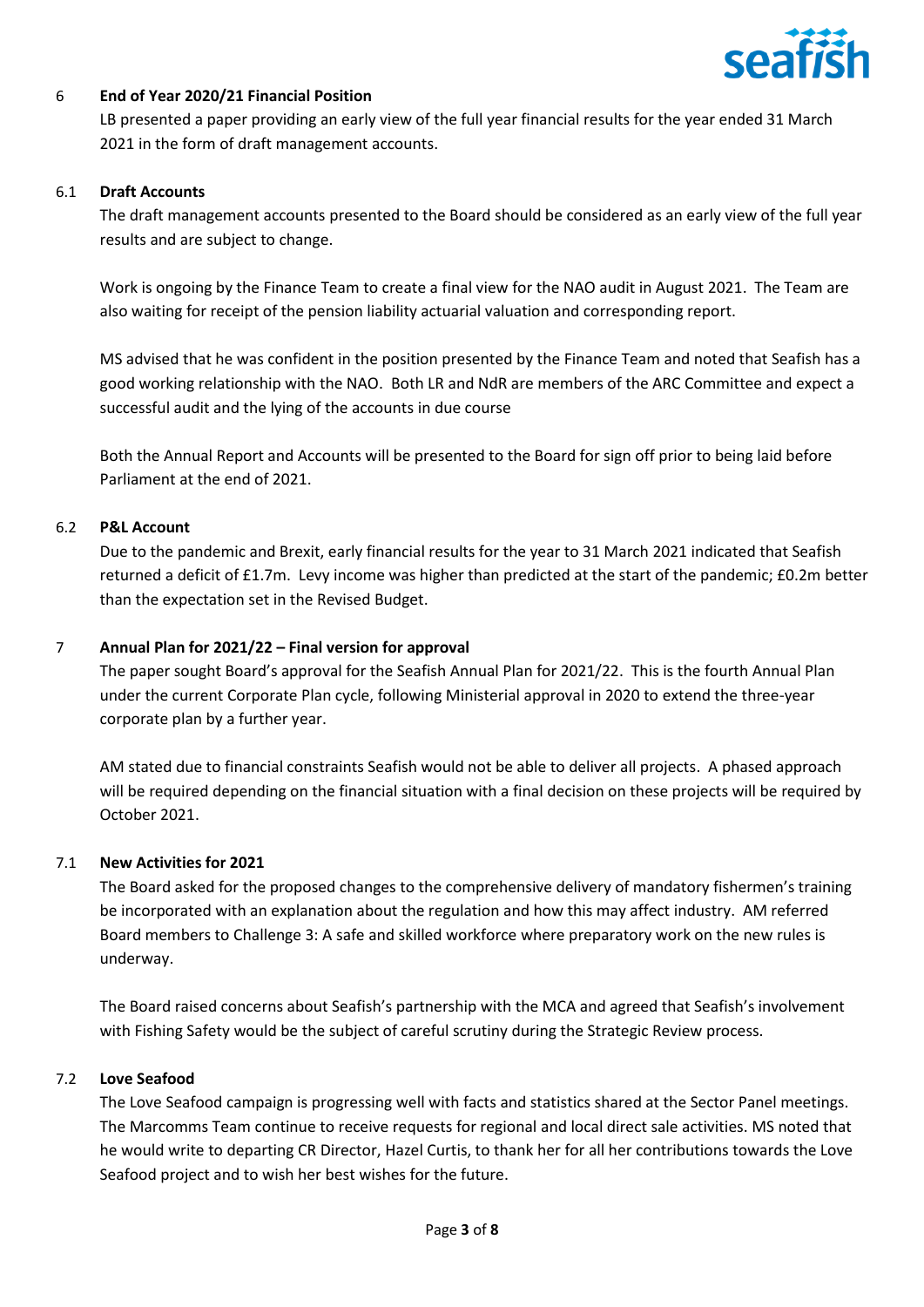## 6 End of Year 2020/21 Financial Position

LB presented a paper providing an early view of the full year financial results for the year ended 31 March 2021 in the form of draft management accounts.

### 6.1 Draft Accounts

The draft management accounts presented to the Board should be considered as an early view of the full year results and are subject to change.

Work is ongoing by the Finance Team to create a final view for the NAO audit in August 2021. The Team are also waiting for receipt of the pension liability actuarial valuation and corresponding report.

MS advised that he was confident in the position presented by the Finance Team and noted that Seafish has a good working relationship with the NAO. Both LR and NdR are members of the ARC Committee and expect a successful audit and the lying of the accounts in due course

Both the Annual Report and Accounts will be presented to the Board for sign off prior to being laid before Parliament at the end of 2021.

### 6.2 P&L Account

Due to the pandemic and Brexit, early financial results for the year to 31 March 2021 indicated that Seafish returned a deficit of £1.7m. Levy income was higher than predicted at the start of the pandemic; £0.2m better than the expectation set in the Revised Budget.

## 7 Annual Plan for 2021/22 – Final version for approval

The paper sought Board's approval for the Seafish Annual Plan for 2021/22. This is the fourth Annual Plan under the current Corporate Plan cycle, following Ministerial approval in 2020 to extend the three-year corporate plan by a further year.

AM stated due to financial constraints Seafish would not be able to deliver all projects. A phased approach will be required depending on the financial situation with a final decision on these projects will be required by October 2021.

### 7.1 New Activities for 2021

The Board asked for the proposed changes to the comprehensive delivery of mandatory fishermen's training be incorporated with an explanation about the regulation and how this may affect industry. AM referred Board members to Challenge 3: A safe and skilled workforce where preparatory work on the new rules is underway.

The Board raised concerns about Seafish's partnership with the MCA and agreed that Seafish's involvement with Fishing Safety would be the subject of careful scrutiny during the Strategic Review process.

### 7.2 Love Seafood

The Love Seafood campaign is progressing well with facts and statistics shared at the Sector Panel meetings. The Marcomms Team continue to receive requests for regional and local direct sale activities. MS noted that he would write to departing CR Director, Hazel Curtis, to thank her for all her contributions towards the Love Seafood project and to wish her best wishes for the future.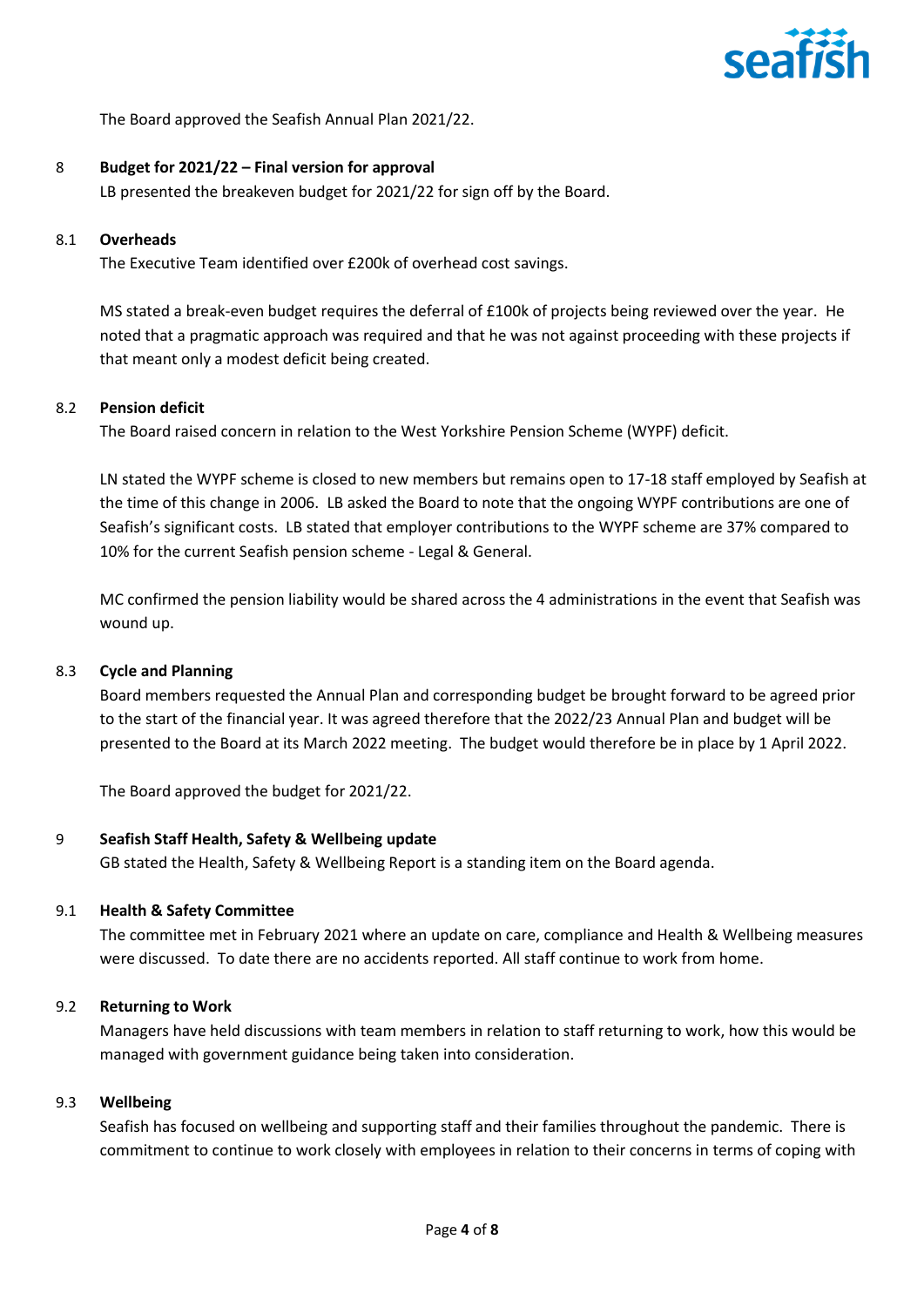The Board approved the Seafish Annual Plan 2021/22.

## 8 Budget for 2021/22 – Final version for approval

LB presented the breakeven budget for 2021/22 for sign off by the Board.

### 8.1 Overheads

The Executive Team identified over £200k of overhead cost savings.

MS stated a break-even budget requires the deferral of £100k of projects being reviewed over the year. He noted that a pragmatic approach was required and that he was not against proceeding with these projects if that meant only a modest deficit being created.

### 8.2 Pension deficit

The Board raised concern in relation to the West Yorkshire Pension Scheme (WYPF) deficit.

LN stated the WYPF scheme is closed to new members but remains open to 17-18 staff employed by Seafish at the time of this change in 2006. LB asked the Board to note that the ongoing WYPF contributions are one of Seafish's significant costs. LB stated that employer contributions to the WYPF scheme are 37% compared to 10% for the current Seafish pension scheme - Legal & General.

MC confirmed the pension liability would be shared across the 4 administrations in the event that Seafish was wound up.

### 8.3 Cycle and Planning

Board members requested the Annual Plan and corresponding budget be brought forward to be agreed prior to the start of the financial year. It was agreed therefore that the 2022/23 Annual Plan and budget will be presented to the Board at its March 2022 meeting. The budget would therefore be in place by 1 April 2022.

The Board approved the budget for 2021/22.

## 9 Seafish Staff Health, Safety & Wellbeing update

GB stated the Health, Safety & Wellbeing Report is a standing item on the Board agenda.

### 9.1 Health & Safety Committee

The committee met in February 2021 where an update on care, compliance and Health & Wellbeing measures were discussed. To date there are no accidents reported. All staff continue to work from home.

### 9.2 Returning to Work

Managers have held discussions with team members in relation to staff returning to work, how this would be managed with government guidance being taken into consideration.

### 9.3 Wellbeing

Seafish has focused on wellbeing and supporting staff and their families throughout the pandemic. There is commitment to continue to work closely with employees in relation to their concerns in terms of coping with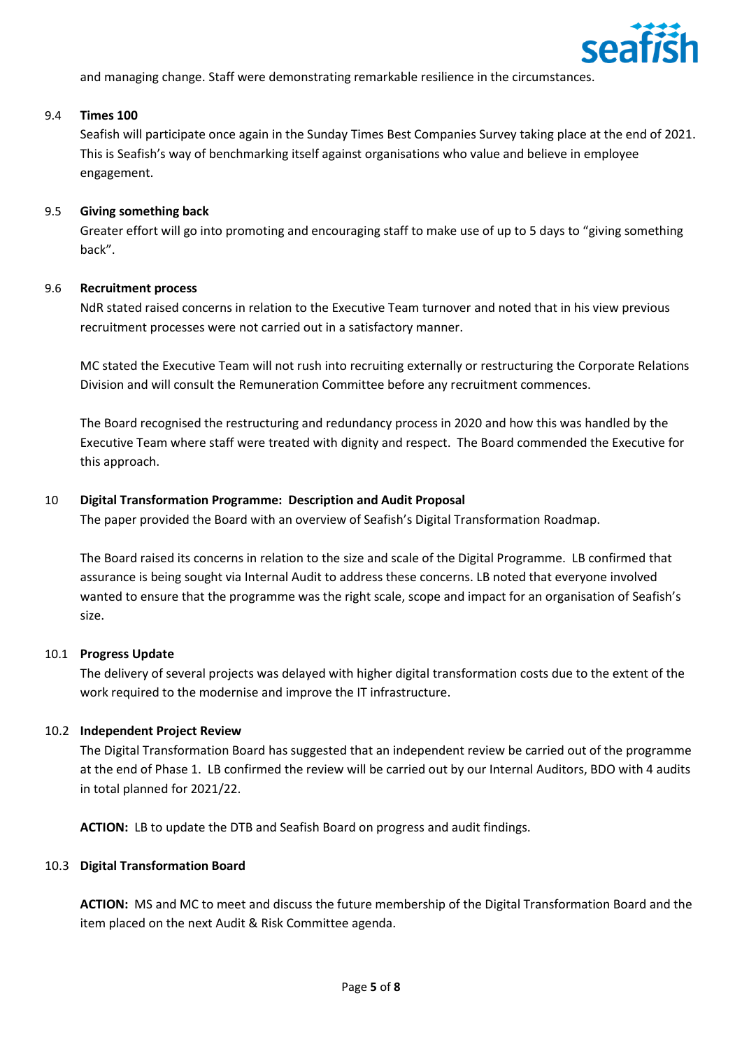and managing change. Staff were demonstrating remarkable resilience in the circumstances.

9.4 **Times 100**

Seafish will participate once again in the Sunday Times Best Companies Survey taking place at the end of 2021. This is Seafish's way of benchmarking itself against organisations who value and believe in employee engagement.

9.5 **Giving something back**

Greater effort will go into promoting and encouraging staff to make use of up to 5 days to "giving something back".

9.6 **Recruitment process**

NdR stated raised concerns in relation to the Executive Team turnover and noted that in his view previous recruitment processes were not carried out in a satisfactory manner.

MC stated the Executive Team will not rush into recruiting externally or restructuring the Corporate Relations Division and will consult the Remuneration Committee before any recruitment commences.

The Board recognised the restructuring and redundancy process in 2020 and how this was handled by the Executive Team where staff were treated with dignity and respect. The Board commended the Executive for this approach.

10 **Digital Transformation Programme: Description and Audit Proposal**

The paper provided the Board with an overview of Seafish's Digital Transformation Roadmap.

The Board raised its concerns in relation to the size and scale of the Digital Programme. LB confirmed that assurance is being sought via Internal Audit to address these concerns. LB noted that everyone involved wanted to ensure that the programme was the right scale, scope and impact for an organisation of Seafish's size.

10.1 **Progress Update**

The delivery of several projects was delayed with higher digital transformation costs due to the extent of the work required to the modernise and improve the IT infrastructure.

10.2 **Independent Project Review**

The Digital Transformation Board has suggested that an independent review be carried out of the programme at the end of Phase 1. LB confirmed the review will be carried out by our Internal Auditors, BDO with 4 audits in total planned for 2021/22.

**ACTION:** LB to update the DTB and Seafish Board on progress and audit findings.

10.3 **Digital Transformation Board**

**ACTION:** MS and MC to meet and discuss the future membership of the Digital Transformation Board and the item placed on the next Audit & Risk Committee agenda.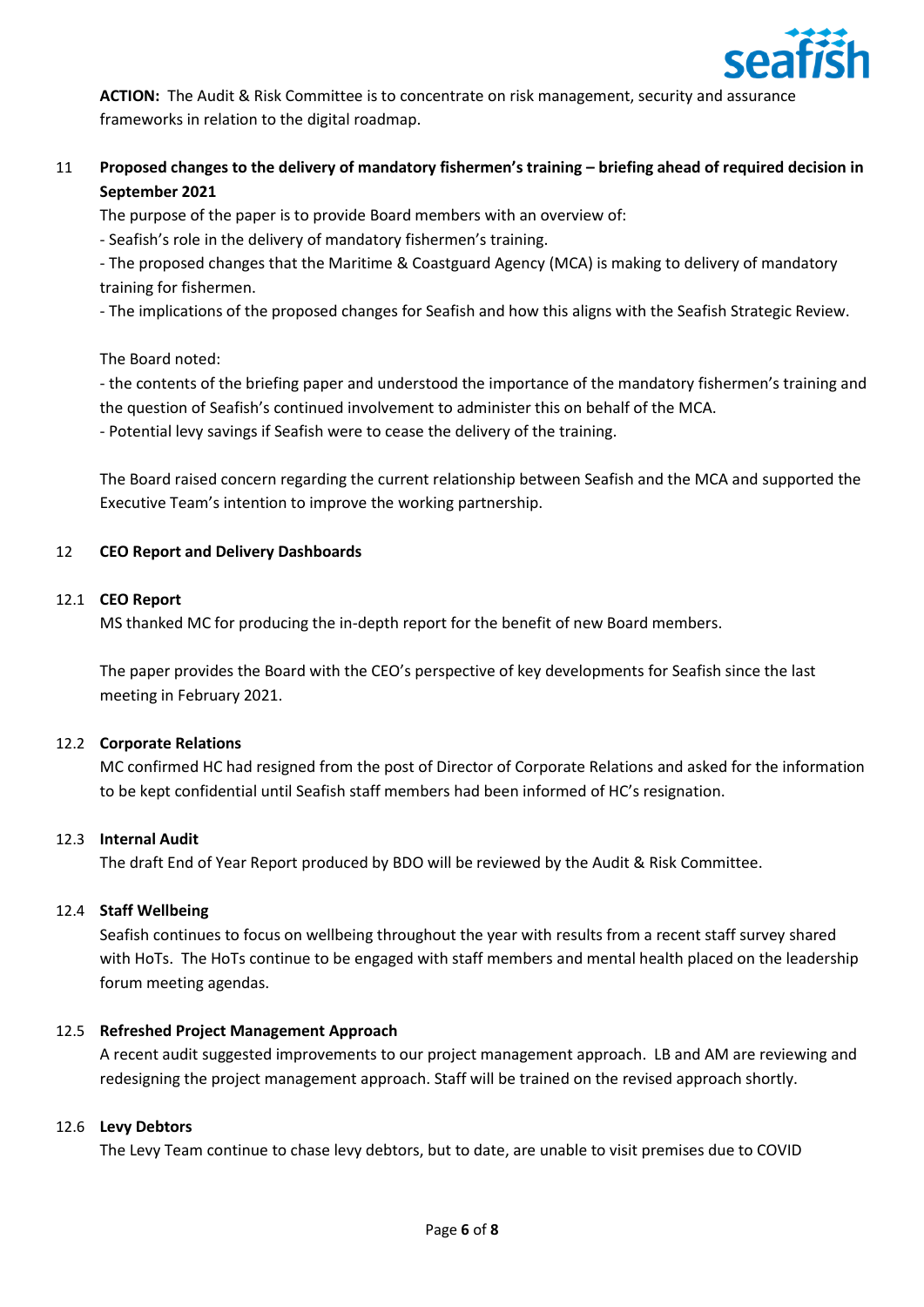**ACTION:** The Audit & Risk Committee is to concentrate on risk management, security and assurance frameworks in relation to the digital roadmap.

## 11 Proposed changes to the delivery of mandatory fishermen's training – briefing ahead of required decision in September 2021

The purpose of the paper is to provide Board members with an overview of:

- Seafish's role in the delivery of mandatory fishermen's training.
- The proposed changes that the Maritime & Coastguard Agency (MCA) is making to delivery of mandatory training for fishermen.
- The implications of the proposed changes for Seafish and how this aligns with the Seafish Strategic Review.

The Board noted:

- the contents of the briefing paper and understood the importance of the mandatory fishermen's training and the question of Seafish's continued involvement to administer this on behalf of the MCA.
- Potential levy savings if Seafish were to cease the delivery of the training.

The Board raised concern regarding the current relationship between Seafish and the MCA and supported the Executive Team's intention to improve the working partnership.

## 12 CEO Report and Delivery Dashboards

### 12.1 CEO Report

MS thanked MC for producing the in-depth report for the benefit of new Board members.

The paper provides the Board with the CEO's perspective of key developments for Seafish since the last meeting in February 2021.

### 12.2 Corporate Relations

MC confirmed HC had resigned from the post of Director of Corporate Relations and asked for the information to be kept confidential until Seafish staff members had been informed of HC's resignation.

### 12.3 Internal Audit

The draft End of Year Report produced by BDO will be reviewed by the Audit & Risk Committee.

### 12.4 Staff Wellbeing

Seafish continues to focus on wellbeing throughout the year with results from a recent staff survey shared with HoTs. The HoTs continue to be engaged with staff members and mental health placed on the leadership forum meeting agendas.

### 12.5 Refreshed Project Management Approach

A recent audit suggested improvements to our project management approach. LB and AM are reviewing and redesigning the project management approach. Staff will be trained on the revised approach shortly.

### 12.6 Levy Debtors

The Levy Team continue to chase levy debtors, but to date, are unable to visit premises due to COVID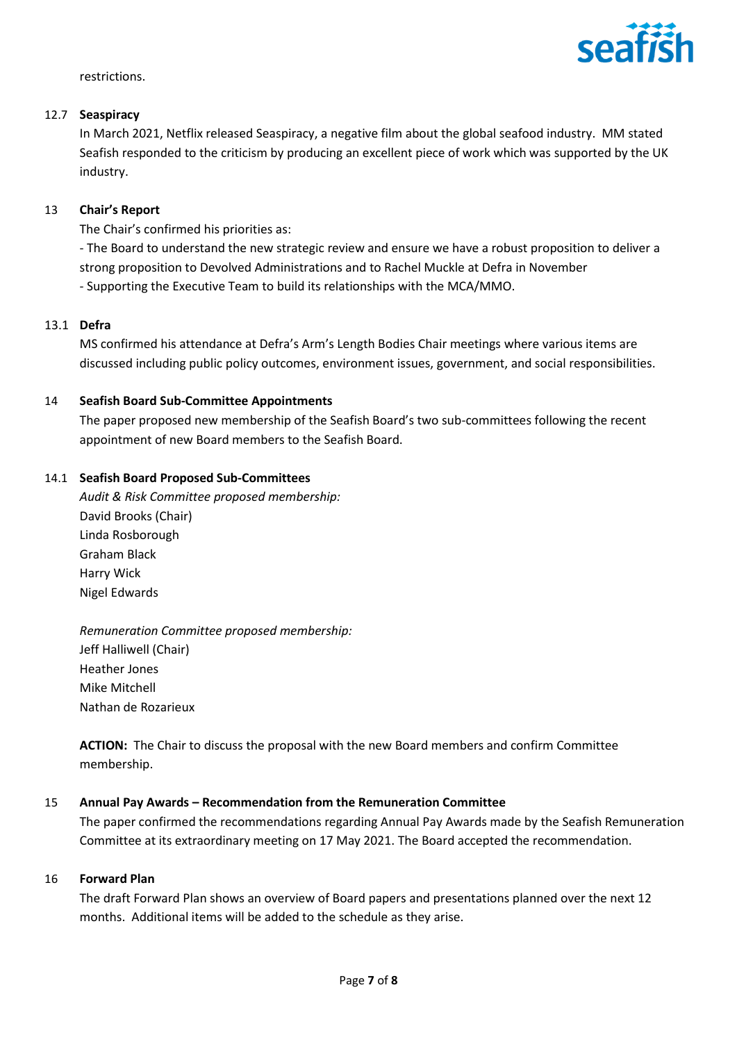restrictions.

**12.7 Seaspiracy**

In March 2021, Netflix released Seaspiracy, a negative film about the global seafood industry. MM stated Seafish responded to the criticism by producing an excellent piece of work which was supported by the UK industry.

**13 Chair's Report**

The Chair's confirmed his priorities as:

- The Board to understand the new strategic review and ensure we have a robust proposition to deliver a strong proposition to Devolved Administrations and to Rachel Muckle at Defra in November
- Supporting the Executive Team to build its relationships with the MCA/MMO.

**13.1 Defra**

MS confirmed his attendance at Defra's Arm's Length Bodies Chair meetings where various items are discussed including public policy outcomes, environment issues, government, and social responsibilities.

**14 Seafish Board Sub-Committee Appointments**

The paper proposed new membership of the Seafish Board's two sub-committees following the recent appointment of new Board members to the Seafish Board.

**14.1 Seafish Board Proposed Sub-Committees**

*Audit & Risk Committee proposed membership:*

David Brooks (Chair)
Linda Rosborough
Graham Black
Harry Wick
Nigel Edwards

*Remuneration Committee proposed membership:*

Jeff Halliwell (Chair)
Heather Jones
Mike Mitchell
Nathan de Rozarieux

**ACTION:** The Chair to discuss the proposal with the new Board members and confirm Committee membership.

**15 Annual Pay Awards – Recommendation from the Remuneration Committee**

The paper confirmed the recommendations regarding Annual Pay Awards made by the Seafish Remuneration Committee at its extraordinary meeting on 17 May 2021. The Board accepted the recommendation.

**16 Forward Plan**

The draft Forward Plan shows an overview of Board papers and presentations planned over the next 12 months. Additional items will be added to the schedule as they arise.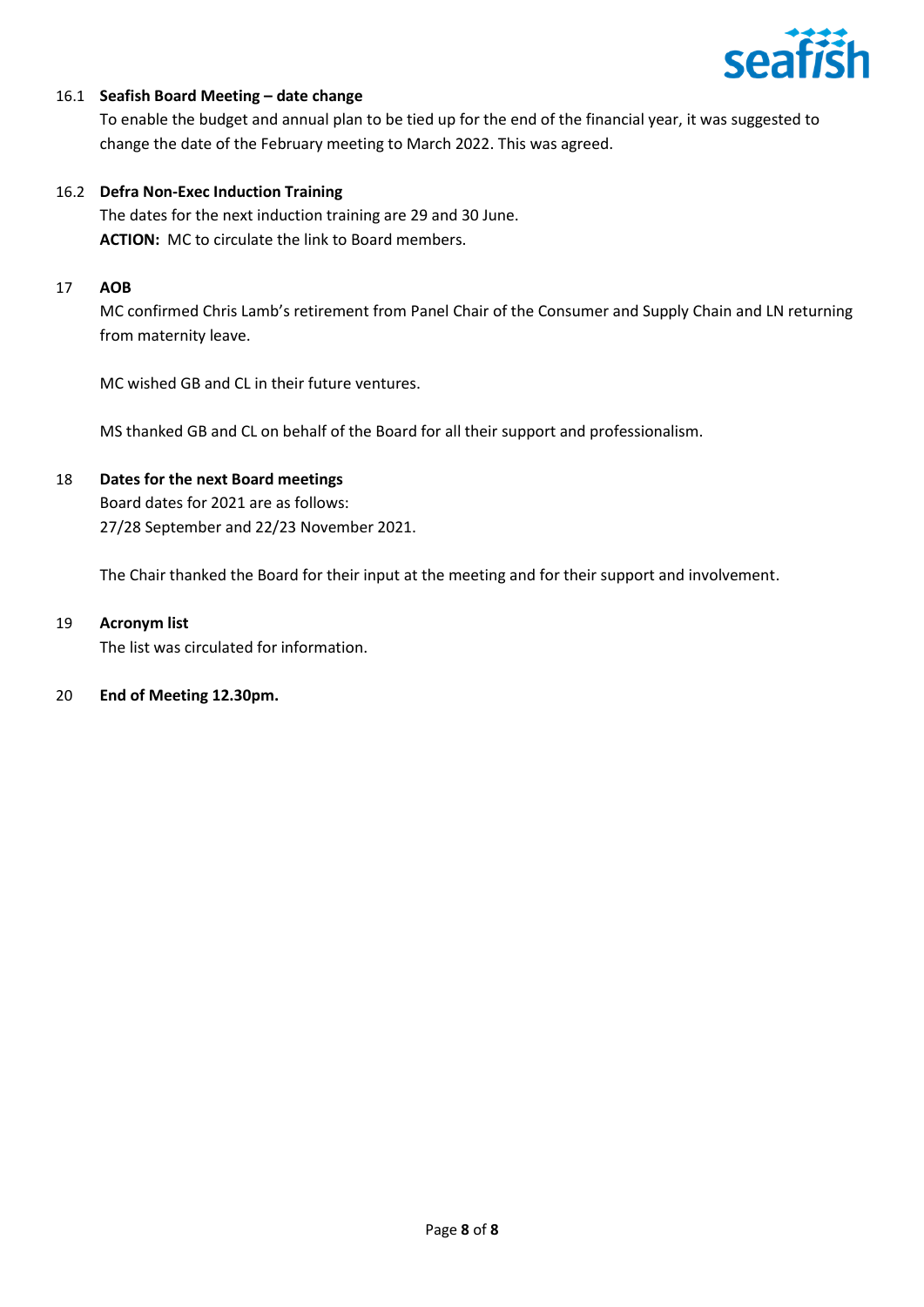16.1 **Seafish Board Meeting – date change**

To enable the budget and annual plan to be tied up for the end of the financial year, it was suggested to change the date of the February meeting to March 2022. This was agreed.

16.2 **Defra Non-Exec Induction Training**

The dates for the next induction training are 29 and 30 June.

**ACTION:** MC to circulate the link to Board members.

17 **AOB**

MC confirmed Chris Lamb's retirement from Panel Chair of the Consumer and Supply Chain and LN returning from maternity leave.

MC wished GB and CL in their future ventures.

MS thanked GB and CL on behalf of the Board for all their support and professionalism.

18 **Dates for the next Board meetings**

Board dates for 2021 are as follows:
27/28 September and 22/23 November 2021.

The Chair thanked the Board for their input at the meeting and for their support and involvement.

19 **Acronym list**

The list was circulated for information.

20 **End of Meeting 12.30pm.**